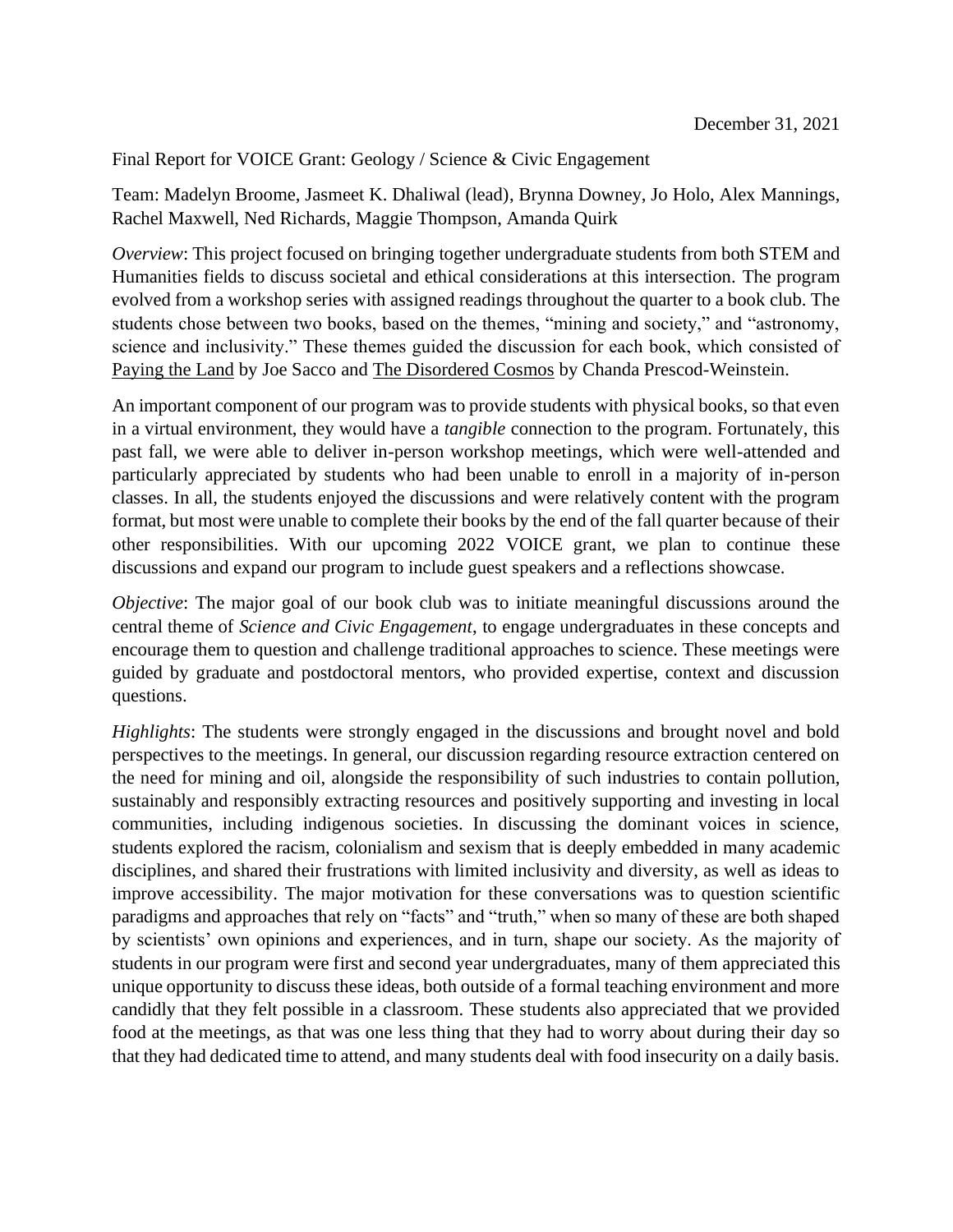December 31, 2021

Final Report for VOICE Grant: Geology / Science & Civic Engagement

Team: Madelyn Broome, Jasmeet K. Dhaliwal (lead), Brynna Downey, Jo Holo, Alex Mannings, Rachel Maxwell, Ned Richards, Maggie Thompson, Amanda Quirk

*Overview*: This project focused on bringing together undergraduate students from both STEM and Humanities fields to discuss societal and ethical considerations at this intersection. The program evolved from a workshop series with assigned readings throughout the quarter to a book club. The students chose between two books, based on the themes, "mining and society," and "astronomy, science and inclusivity." These themes guided the discussion for each book, which consisted of Paying the Land by Joe Sacco and The Disordered Cosmos by Chanda Prescod-Weinstein.

An important component of our program was to provide students with physical books, so that even in a virtual environment, they would have a *tangible* connection to the program. Fortunately, this past fall, we were able to deliver in-person workshop meetings, which were well-attended and particularly appreciated by students who had been unable to enroll in a majority of in-person classes. In all, the students enjoyed the discussions and were relatively content with the program format, but most were unable to complete their books by the end of the fall quarter because of their other responsibilities. With our upcoming 2022 VOICE grant, we plan to continue these discussions and expand our program to include guest speakers and a reflections showcase.

*Objective*: The major goal of our book club was to initiate meaningful discussions around the central theme of *Science and Civic Engagement*, to engage undergraduates in these concepts and encourage them to question and challenge traditional approaches to science. These meetings were guided by graduate and postdoctoral mentors, who provided expertise, context and discussion questions.

*Highlights*: The students were strongly engaged in the discussions and brought novel and bold perspectives to the meetings. In general, our discussion regarding resource extraction centered on the need for mining and oil, alongside the responsibility of such industries to contain pollution, sustainably and responsibly extracting resources and positively supporting and investing in local communities, including indigenous societies. In discussing the dominant voices in science, students explored the racism, colonialism and sexism that is deeply embedded in many academic disciplines, and shared their frustrations with limited inclusivity and diversity, as well as ideas to improve accessibility. The major motivation for these conversations was to question scientific paradigms and approaches that rely on "facts" and "truth," when so many of these are both shaped by scientists' own opinions and experiences, and in turn, shape our society. As the majority of students in our program were first and second year undergraduates, many of them appreciated this unique opportunity to discuss these ideas, both outside of a formal teaching environment and more candidly that they felt possible in a classroom. These students also appreciated that we provided food at the meetings, as that was one less thing that they had to worry about during their day so that they had dedicated time to attend, and many students deal with food insecurity on a daily basis.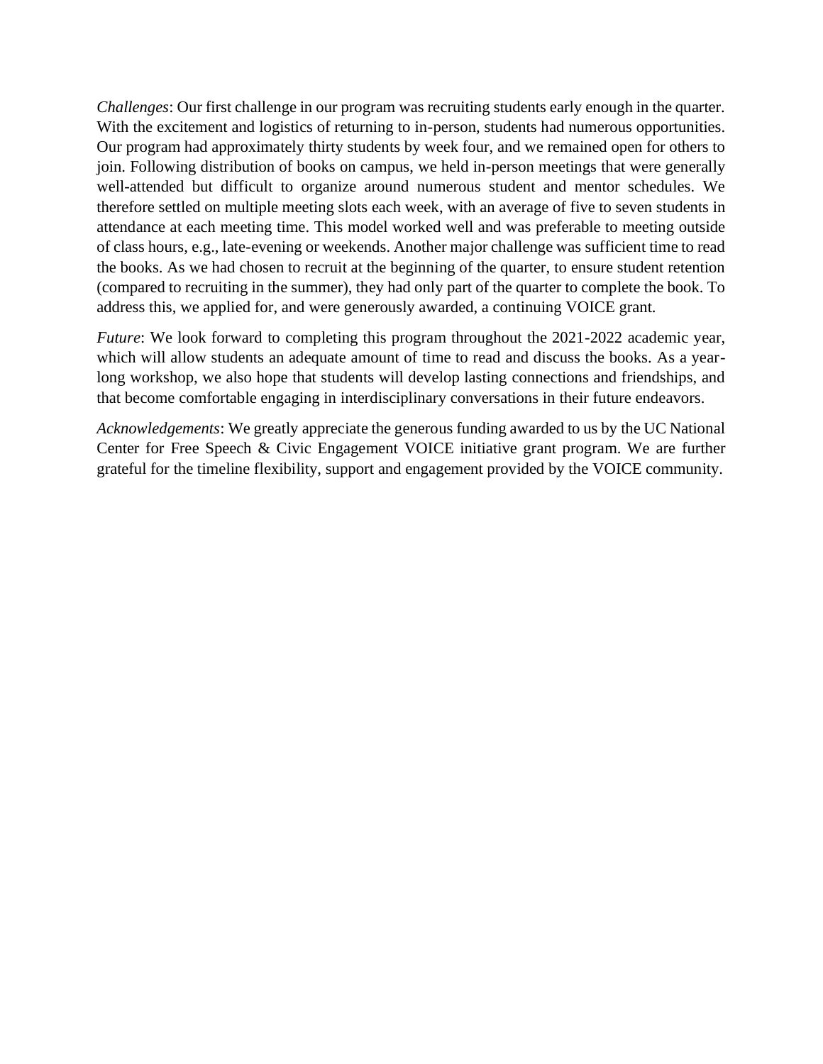*Challenges*: Our first challenge in our program was recruiting students early enough in the quarter. With the excitement and logistics of returning to in-person, students had numerous opportunities. Our program had approximately thirty students by week four, and we remained open for others to join. Following distribution of books on campus, we held in-person meetings that were generally well-attended but difficult to organize around numerous student and mentor schedules. We therefore settled on multiple meeting slots each week, with an average of five to seven students in attendance at each meeting time. This model worked well and was preferable to meeting outside of class hours, e.g., late-evening or weekends. Another major challenge was sufficient time to read the books. As we had chosen to recruit at the beginning of the quarter, to ensure student retention (compared to recruiting in the summer), they had only part of the quarter to complete the book. To address this, we applied for, and were generously awarded, a continuing VOICE grant.

*Future*: We look forward to completing this program throughout the 2021-2022 academic year, which will allow students an adequate amount of time to read and discuss the books. As a year-long workshop, we also hope that students will develop lasting connections and friendships, and that become comfortable engaging in interdisciplinary conversations in their future endeavors.

*Acknowledgements*: We greatly appreciate the generous funding awarded to us by the UC National Center for Free Speech & Civic Engagement VOICE initiative grant program. We are further grateful for the timeline flexibility, support and engagement provided by the VOICE community.